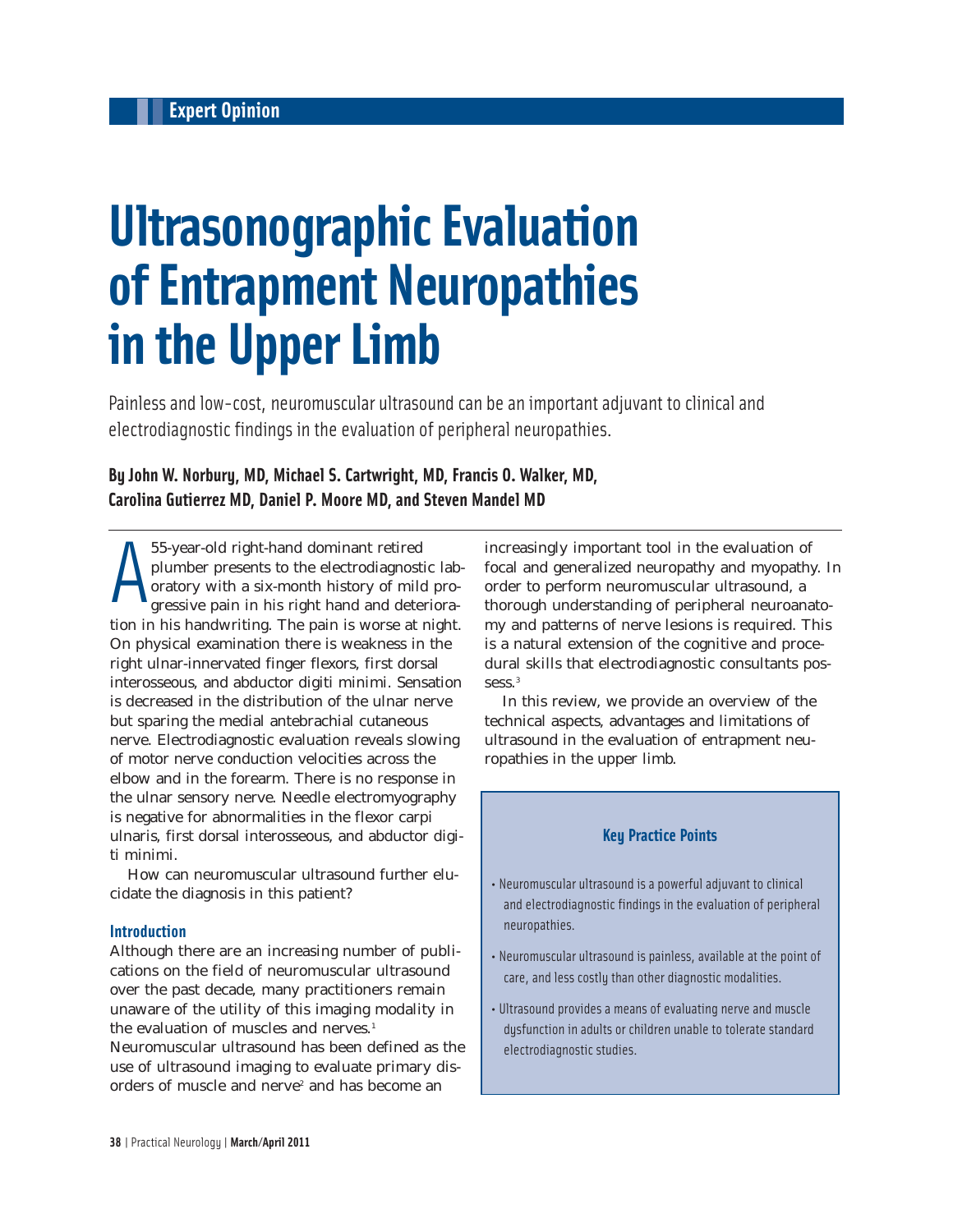Expert Opinion

# Ultrasonographic Evaluation of Entrapment Neuropathies in the Upper Limb

Painless and low-cost, neuromuscular ultrasound can be an important adjuvant to clinical and electrodiagnostic findings in the evaluation of peripheral neuropathies.

**By John W. Norbury, MD, Michael S. Cartwright, MD, Francis O. Walker, MD, Carolina Gutierrez MD, Daniel P. Moore MD, and Steven Mandel MD**

A 55-year-old right-hand dominant retired plumber presents to the electrodiagnostic laboratory with a six-month history of mild progressive pain in his right hand and deterioration in his handwriting. The pain is worse at night. On physical examination there is weakness in the right ulnar-innervated finger flexors, first dorsal interosseous, and abductor digiti minimi. Sensation is decreased in the distribution of the ulnar nerve but sparing the medial antebrachial cutaneous nerve. Electrodiagnostic evaluation reveals slowing of motor nerve conduction velocities across the elbow and in the forearm. There is no response in the ulnar sensory nerve. Needle electromyography is negative for abnormalities in the flexor carpi ulnaris, first dorsal interosseous, and abductor digiti minimi.

How can neuromuscular ultrasound further elucidate the diagnosis in this patient?

## Introduction

Although there are an increasing number of publications on the field of neuromuscular ultrasound over the past decade, many practitioners remain unaware of the utility of this imaging modality in the evaluation of muscles and nerves.[1] Neuromuscular ultrasound has been defined as the use of ultrasound imaging to evaluate primary disorders of muscle and nerve[2] and has become an increasingly important tool in the evaluation of focal and generalized neuropathy and myopathy. In order to perform neuromuscular ultrasound, a thorough understanding of peripheral neuroanatomy and patterns of nerve lesions is required. This is a natural extension of the cognitive and procedural skills that electrodiagnostic consultants possess.[3]

In this review, we provide an overview of the technical aspects, advantages and limitations of ultrasound in the evaluation of entrapment neuropathies in the upper limb.

### Key Practice Points

- Neuromuscular ultrasound is a powerful adjuvant to clinical and electrodiagnostic findings in the evaluation of peripheral neuropathies.
- Neuromuscular ultrasound is painless, available at the point of care, and less costly than other diagnostic modalities.
- Ultrasound provides a means of evaluating nerve and muscle dysfunction in adults or children unable to tolerate standard electrodiagnostic studies.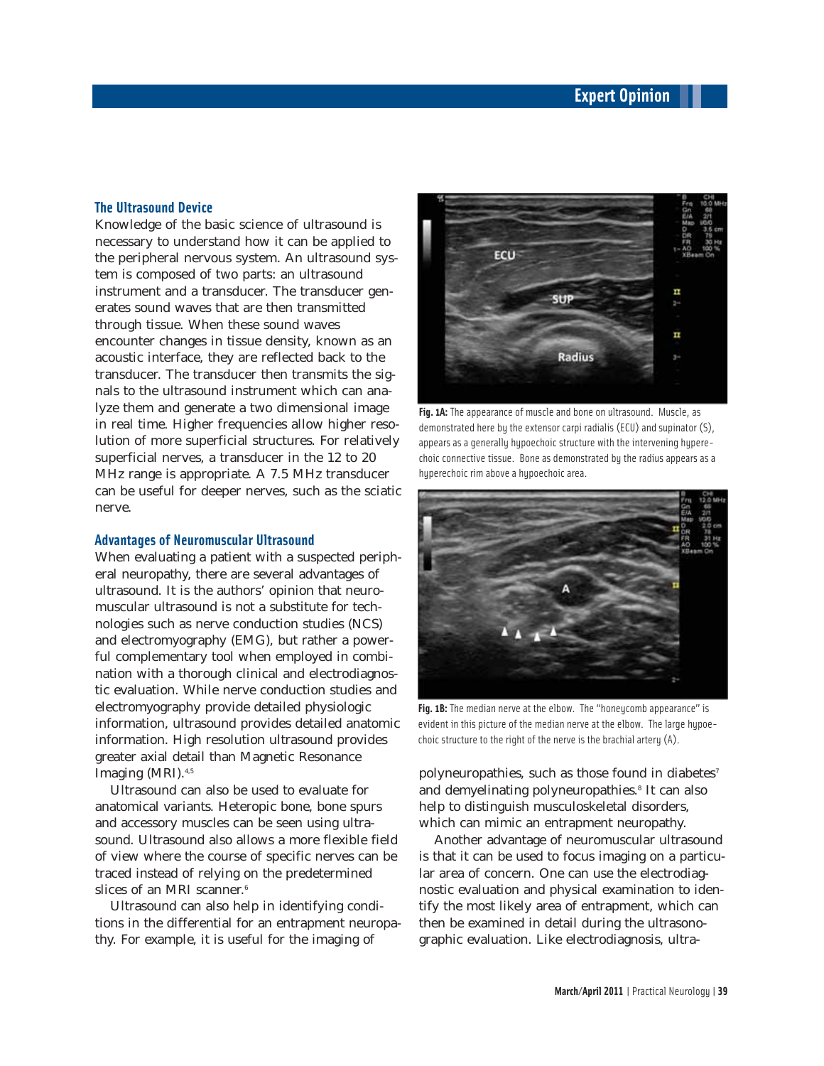## The Ultrasound Device

Knowledge of the basic science of ultrasound is necessary to understand how it can be applied to the peripheral nervous system. An ultrasound system is composed of two parts: an ultrasound instrument and a transducer. The transducer generates sound waves that are then transmitted through tissue. When these sound waves encounter changes in tissue density, known as an acoustic interface, they are reflected back to the transducer. The transducer then transmits the signals to the ultrasound instrument which can analyze them and generate a two dimensional image in real time. Higher frequencies allow higher resolution of more superficial structures. For relatively superficial nerves, a transducer in the 12 to 20 MHz range is appropriate. A 7.5 MHz transducer can be useful for deeper nerves, such as the sciatic nerve.

## Advantages of Neuromuscular Ultrasound

When evaluating a patient with a suspected peripheral neuropathy, there are several advantages of ultrasound. It is the authors' opinion that neuromuscular ultrasound is not a substitute for technologies such as nerve conduction studies (NCS) and electromyography (EMG), but rather a powerful complementary tool when employed in combination with a thorough clinical and electrodiagnostic evaluation. While nerve conduction studies and electromyography provide detailed physiologic information, ultrasound provides detailed anatomic information. High resolution ultrasound provides greater axial detail than Magnetic Resonance Imaging (MRI).[4,5]

Ultrasound can also be used to evaluate for anatomical variants. Heteropic bone, bone spurs and accessory muscles can be seen using ultrasound. Ultrasound also allows a more flexible field of view where the course of specific nerves can be traced instead of relying on the predetermined slices of an MRI scanner.[6]

Ultrasound can also help in identifying conditions in the differential for an entrapment neuropathy. For example, it is useful for the imaging of polyneuropathies, such as those found in diabetes[7] and demyelinating polyneuropathies.[8] It can also help to distinguish musculoskeletal disorders, which can mimic an entrapment neuropathy.

Another advantage of neuromuscular ultrasound is that it can be used to focus imaging on a particular area of concern. One can use the electrodiagnostic evaluation and physical examination to identify the most likely area of entrapment, which can then be examined in detail during the ultrasonographic evaluation. Like electrodiagnosis, ultra-

**Fig. 1A:** The appearance of muscle and bone on ultrasound. Muscle, as demonstrated here by the extensor carpi radialis (ECU) and supinator (S), appears as a generally hypoechoic structure with the intervening hyperechoic connective tissue. Bone as demonstrated by the radius appears as a hyperechoic rim above a hypoechoic area.

**Fig. 1B:** The median nerve at the elbow. The "honeycomb appearance" is evident in this picture of the median nerve at the elbow. The large hypoechoic structure to the right of the nerve is the brachial artery (A).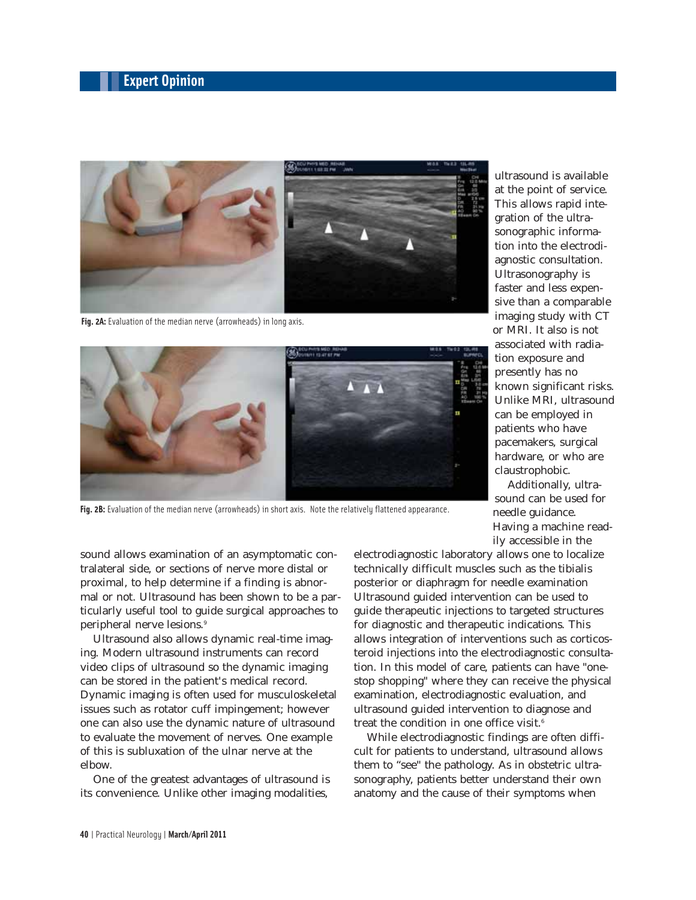Fig. 2A: Evaluation of the median nerve (arrowheads) in long axis.

Fig. 2B: Evaluation of the median nerve (arrowheads) in short axis. Note the relatively flattened appearance.

sound allows examination of an asymptomatic contralateral side, or sections of nerve more distal or proximal, to help determine if a finding is abnormal or not. Ultrasound has been shown to be a particularly useful tool to guide surgical approaches to peripheral nerve lesions.[9]

Ultrasound also allows dynamic real-time imaging. Modern ultrasound instruments can record video clips of ultrasound so the dynamic imaging can be stored in the patient's medical record. Dynamic imaging is often used for musculoskeletal issues such as rotator cuff impingement; however one can also use the dynamic nature of ultrasound to evaluate the movement of nerves. One example of this is subluxation of the ulnar nerve at the elbow.

One of the greatest advantages of ultrasound is its convenience. Unlike other imaging modalities, ultrasound is available at the point of service. This allows rapid integration of the ultrasonographic information into the electrodiagnostic consultation. Ultrasonography is faster and less expensive than a comparable imaging study with CT or MRI. It also is not associated with radiation exposure and presently has no known significant risks. Unlike MRI, ultrasound can be employed in patients who have pacemakers, surgical hardware, or who are claustrophobic.

Additionally, ultrasound can be used for needle guidance. Having a machine readily accessible in the electrodiagnostic laboratory allows one to localize technically difficult muscles such as the tibialis posterior or diaphragm for needle examination Ultrasound guided intervention can be used to guide therapeutic injections to targeted structures for diagnostic and therapeutic indications. This allows integration of interventions such as corticosteroid injections into the electrodiagnostic consultation. In this model of care, patients can have "one-stop shopping" where they can receive the physical examination, electrodiagnostic evaluation, and ultrasound guided intervention to diagnose and treat the condition in one office visit.[6]

While electrodiagnostic findings are often difficult for patients to understand, ultrasound allows them to "see" the pathology. As in obstetric ultrasonography, patients better understand their own anatomy and the cause of their symptoms when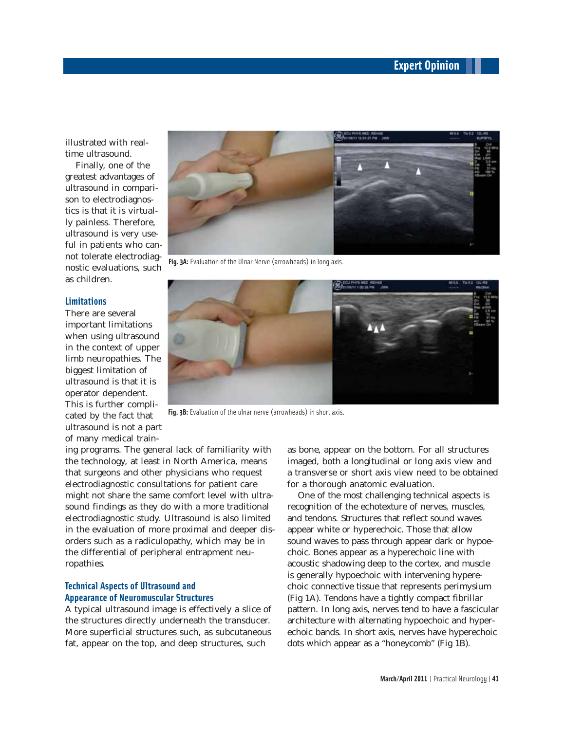illustrated with real-time ultrasound.

Finally, one of the greatest advantages of ultrasound in comparison to electrodiagnostics is that it is virtually painless. Therefore, ultrasound is very useful in patients who cannot tolerate electrodiagnostic evaluations, such as children.

Fig. 3A: Evaluation of the Ulnar Nerve (arrowheads) in long axis.

Fig. 3B: Evaluation of the ulnar nerve (arrowheads) in short axis.

## Limitations

There are several important limitations when using ultrasound in the context of upper limb neuropathies. The biggest limitation of ultrasound is that it is operator dependent. This is further complicated by the fact that ultrasound is not a part of many medical training programs. The general lack of familiarity with the technology, at least in North America, means that surgeons and other physicians who request electrodiagnostic consultations for patient care might not share the same comfort level with ultrasound findings as they do with a more traditional electrodiagnostic study. Ultrasound is also limited in the evaluation of more proximal and deeper disorders such as a radiculopathy, which may be in the differential of peripheral entrapment neuropathies.

## Technical Aspects of Ultrasound and Appearance of Neuromuscular Structures

A typical ultrasound image is effectively a slice of the structures directly underneath the transducer. More superficial structures such, as subcutaneous fat, appear on the top, and deep structures, such as bone, appear on the bottom. For all structures imaged, both a longitudinal or long axis view and a transverse or short axis view need to be obtained for a thorough anatomic evaluation.

One of the most challenging technical aspects is recognition of the echotexture of nerves, muscles, and tendons. Structures that reflect sound waves appear white or hyperechoic. Those that allow sound waves to pass through appear dark or hypoechoic. Bones appear as a hyperechoic line with acoustic shadowing deep to the cortex, and muscle is generally hypoechoic with intervening hyperechoic connective tissue that represents perimysium (Fig 1A). Tendons have a tightly compact fibrillar pattern. In long axis, nerves tend to have a fascicular architecture with alternating hypoechoic and hyperechoic bands. In short axis, nerves have hyperechoic dots which appear as a "honeycomb" (Fig 1B).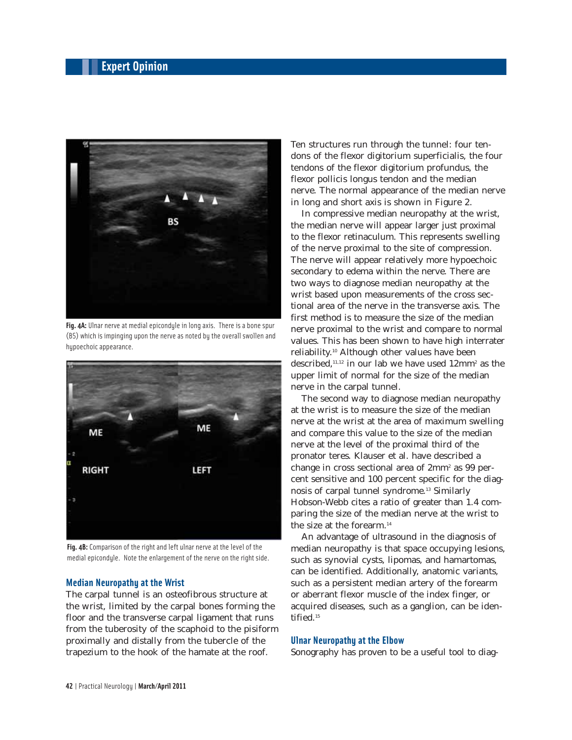Fig. 4A: Ulnar nerve at medial epicondyle in long axis. There is a bone spur (BS) which is impinging upon the nerve as noted by the overall swollen and hypoechoic appearance.

Fig. 4B: Comparison of the right and left ulnar nerve at the level of the medial epicondyle. Note the enlargement of the nerve on the right side.

## Median Neuropathy at the Wrist

The carpal tunnel is an osteofibrous structure at the wrist, limited by the carpal bones forming the floor and the transverse carpal ligament that runs from the tuberosity of the scaphoid to the pisiform proximally and distally from the tubercle of the trapezium to the hook of the hamate at the roof. Ten structures run through the tunnel: four tendons of the flexor digitorium superficialis, the four tendons of the flexor digitorium profundus, the flexor pollicis longus tendon and the median nerve. The normal appearance of the median nerve in long and short axis is shown in Figure 2.

In compressive median neuropathy at the wrist, the median nerve will appear larger just proximal to the flexor retinaculum. This represents swelling of the nerve proximal to the site of compression. The nerve will appear relatively more hypoechoic secondary to edema within the nerve. There are two ways to diagnose median neuropathy at the wrist based upon measurements of the cross sectional area of the nerve in the transverse axis. The first method is to measure the size of the median nerve proximal to the wrist and compare to normal values. This has been shown to have high interrater reliability.[10] Although other values have been described,[11,12] in our lab we have used 12mm$^2$ as the upper limit of normal for the size of the median nerve in the carpal tunnel.

The second way to diagnose median neuropathy at the wrist is to measure the size of the median nerve at the wrist at the area of maximum swelling and compare this value to the size of the median nerve at the level of the proximal third of the pronator teres. Klauser et al. have described a change in cross sectional area of 2mm$^2$ as 99 percent sensitive and 100 percent specific for the diagnosis of carpal tunnel syndrome.[13] Similarly Hobson-Webb cites a ratio of greater than 1.4 comparing the size of the median nerve at the wrist to the size at the forearm.[14]

An advantage of ultrasound in the diagnosis of median neuropathy is that space occupying lesions, such as synovial cysts, lipomas, and hamartomas, can be identified. Additionally, anatomic variants, such as a persistent median artery of the forearm or aberrant flexor muscle of the index finger, or acquired diseases, such as a ganglion, can be identified.[15]

## Ulnar Neuropathy at the Elbow

Sonography has proven to be a useful tool to diag-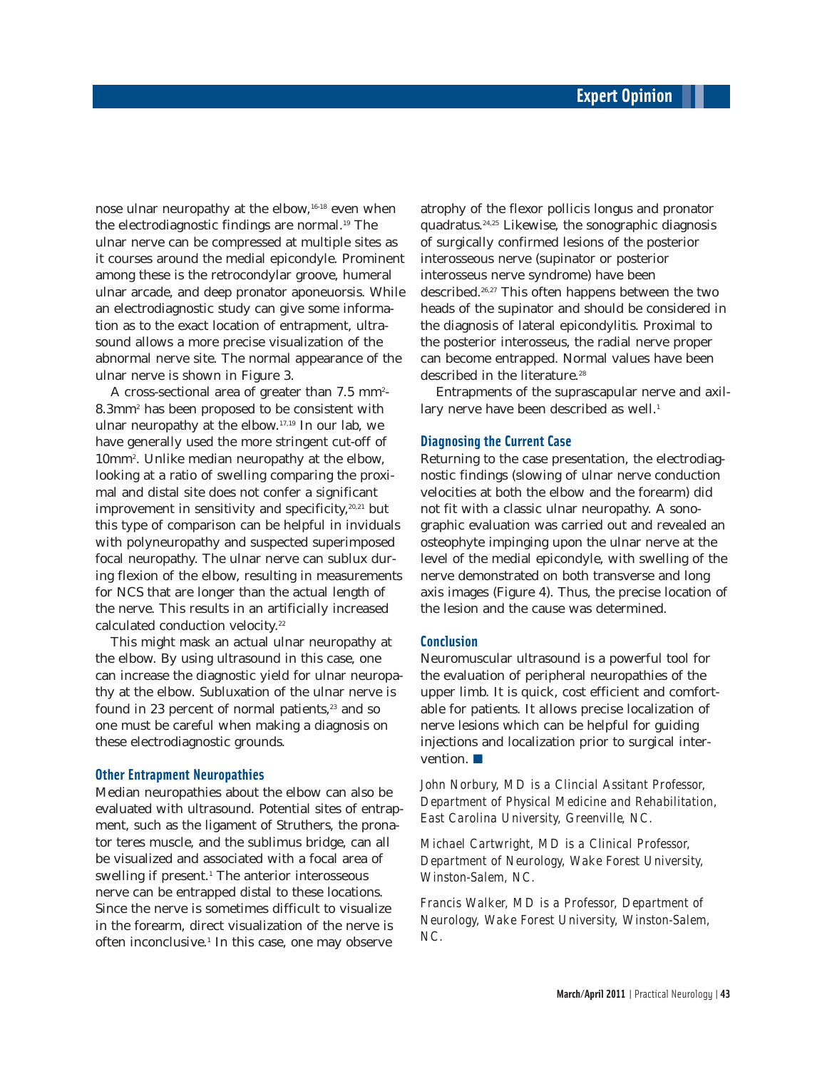nose ulnar neuropathy at the elbow,[16-18] even when the electrodiagnostic findings are normal.[19] The ulnar nerve can be compressed at multiple sites as it courses around the medial epicondyle. Prominent among these is the retrocondylar groove, humeral ulnar arcade, and deep pronator aponeuorsis. While an electrodiagnostic study can give some information as to the exact location of entrapment, ultrasound allows a more precise visualization of the abnormal nerve site. The normal appearance of the ulnar nerve is shown in Figure 3.

A cross-sectional area of greater than 7.5 $mm^2$-8.3$mm^2$ has been proposed to be consistent with ulnar neuropathy at the elbow.[17,19] In our lab, we have generally used the more stringent cut-off of 10$mm^2$. Unlike median neuropathy at the elbow, looking at a ratio of swelling comparing the proximal and distal site does not confer a significant improvement in sensitivity and specificity,[20,21] but this type of comparison can be helpful in inviduals with polyneuropathy and suspected superimposed focal neuropathy. The ulnar nerve can sublux during flexion of the elbow, resulting in measurements for NCS that are longer than the actual length of the nerve. This results in an artificially increased calculated conduction velocity.[22]

This might mask an actual ulnar neuropathy at the elbow. By using ultrasound in this case, one can increase the diagnostic yield for ulnar neuropathy at the elbow. Subluxation of the ulnar nerve is found in 23 percent of normal patients,[23] and so one must be careful when making a diagnosis on these electrodiagnostic grounds.

## Other Entrapment Neuropathies

Median neuropathies about the elbow can also be evaluated with ultrasound. Potential sites of entrapment, such as the ligament of Struthers, the pronator teres muscle, and the sublimus bridge, can all be visualized and associated with a focal area of swelling if present.[1] The anterior interosseous nerve can be entrapped distal to these locations. Since the nerve is sometimes difficult to visualize in the forearm, direct visualization of the nerve is often inconclusive.[1] In this case, one may observe atrophy of the flexor pollicis longus and pronator quadratus.[24,25] Likewise, the sonographic diagnosis of surgically confirmed lesions of the posterior interosseous nerve (supinator or posterior interosseus nerve syndrome) have been described.[26,27] This often happens between the two heads of the supinator and should be considered in the diagnosis of lateral epicondylitis. Proximal to the posterior interosseus, the radial nerve proper can become entrapped. Normal values have been described in the literature.[28]

Entrapments of the suprascapular nerve and axillary nerve have been described as well.[1]

## Diagnosing the Current Case

Returning to the case presentation, the electrodiagnostic findings (slowing of ulnar nerve conduction velocities at both the elbow and the forearm) did not fit with a classic ulnar neuropathy. A sonographic evaluation was carried out and revealed an osteophyte impinging upon the ulnar nerve at the level of the medial epicondyle, with swelling of the nerve demonstrated on both transverse and long axis images (Figure 4). Thus, the precise location of the lesion and the cause was determined.

## Conclusion

Neuromuscular ultrasound is a powerful tool for the evaluation of peripheral neuropathies of the upper limb. It is quick, cost efficient and comfortable for patients. It allows precise localization of nerve lesions which can be helpful for guiding injections and localization prior to surgical intervention. ■

*John Norbury, MD is a Clincial Assitant Professor, Department of Physical Medicine and Rehabilitation, East Carolina University, Greenville, NC.*

*Michael Cartwright, MD is a Clinical Professor, Department of Neurology, Wake Forest University, Winston-Salem, NC.*

*Francis Walker, MD is a Professor, Department of Neurology, Wake Forest University, Winston-Salem, NC.*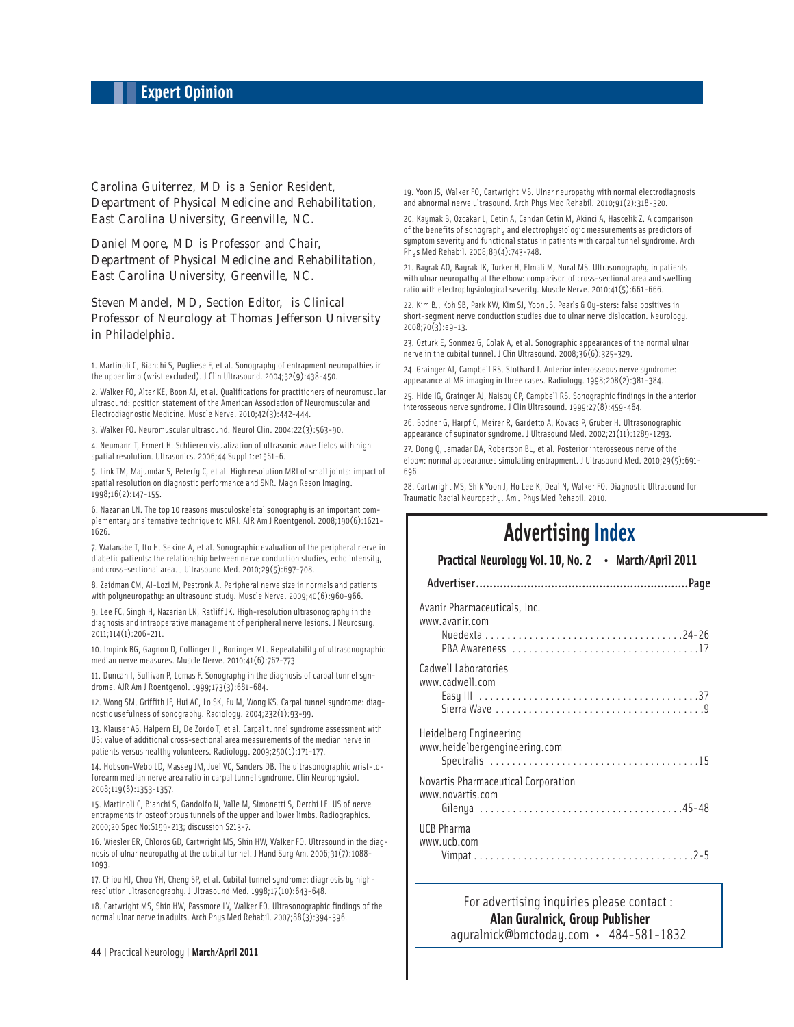## Expert Opinion

Carolina Guiterrez, MD is a Senior Resident, Department of Physical Medicine and Rehabilitation, East Carolina University, Greenville, NC.

Daniel Moore, MD is Professor and Chair, Department of Physical Medicine and Rehabilitation, East Carolina University, Greenville, NC.

Steven Mandel, MD, Section Editor, is Clinical Professor of Neurology at Thomas Jefferson University in Philadelphia.

1. Martinoli C, Bianchi S, Pugliese F, et al. Sonography of entrapment neuropathies in the upper limb (wrist excluded). J Clin Ultrasound. 2004;32(9):438-450.

2. Walker FO, Alter KE, Boon AJ, et al. Qualifications for practitioners of neuromuscular ultrasound: position statement of the American Association of Neuromuscular and Electrodiagnostic Medicine. Muscle Nerve. 2010;42(3):442-444.

3. Walker FO. Neuromuscular ultrasound. Neurol Clin. 2004;22(3):563-90.

4. Neumann T, Ermert H. Schlieren visualization of ultrasonic wave fields with high spatial resolution. Ultrasonics. 2006;44 Suppl 1:e1561-6.

5. Link TM, Majumdar S, Peterfy C, et al. High resolution MRI of small joints: impact of spatial resolution on diagnostic performance and SNR. Magn Reson Imaging. 1998;16(2):147-155.

6. Nazarian LN. The top 10 reasons musculoskeletal sonography is an important complementary or alternative technique to MRI. AJR Am J Roentgenol. 2008;190(6):1621-1626.

7. Watanabe T, Ito H, Sekine A, et al. Sonographic evaluation of the peripheral nerve in diabetic patients: the relationship between nerve conduction studies, echo intensity, and cross-sectional area. J Ultrasound Med. 2010;29(5):697-708.

8. Zaidman CM, Al-Lozi M, Pestronk A. Peripheral nerve size in normals and patients with polyneuropathy: an ultrasound study. Muscle Nerve. 2009;40(6):960-966.

9. Lee FC, Singh H, Nazarian LN, Ratliff JK. High-resolution ultrasonography in the diagnosis and intraoperative management of peripheral nerve lesions. J Neurosurg. 2011;114(1):206-211.

10. Impink BG, Gagnon D, Collinger JL, Boninger ML. Repeatability of ultrasonographic median nerve measures. Muscle Nerve. 2010;41(6):767-773.

11. Duncan I, Sullivan P, Lomas F. Sonography in the diagnosis of carpal tunnel syndrome. AJR Am J Roentgenol. 1999;173(3):681-684.

12. Wong SM, Griffith JF, Hui AC, Lo SK, Fu M, Wong KS. Carpal tunnel syndrome: diagnostic usefulness of sonography. Radiology. 2004;232(1):93-99.

13. Klauser AS, Halpern EJ, De Zordo T, et al. Carpal tunnel syndrome assessment with US: value of additional cross-sectional area measurements of the median nerve in patients versus healthy volunteers. Radiology. 2009;250(1):171-177.

14. Hobson-Webb LD, Massey JM, Juel VC, Sanders DB. The ultrasonographic wrist-to-forearm median nerve area ratio in carpal tunnel syndrome. Clin Neurophysiol. 2008;119(6):1353-1357.

15. Martinoli C, Bianchi S, Gandolfo N, Valle M, Simonetti S, Derchi LE. US of nerve entrapments in osteofibrous tunnels of the upper and lower limbs. Radiographics. 2000;20 Spec No:S199-213; discussion S213-7.

16. Wiesler ER, Chloros GD, Cartwright MS, Shin HW, Walker FO. Ultrasound in the diagnosis of ulnar neuropathy at the cubital tunnel. J Hand Surg Am. 2006;31(7):1088-1093.

17. Chiou HJ, Chou YH, Cheng SP, et al. Cubital tunnel syndrome: diagnosis by high-resolution ultrasonography. J Ultrasound Med. 1998;17(10):643-648.

18. Cartwright MS, Shin HW, Passmore LV, Walker FO. Ultrasonographic findings of the normal ulnar nerve in adults. Arch Phys Med Rehabil. 2007;88(3):394-396.

19. Yoon JS, Walker FO, Cartwright MS. Ulnar neuropathy with normal electrodiagnosis and abnormal nerve ultrasound. Arch Phys Med Rehabil. 2010;91(2):318-320.

20. Kaymak B, Ozcakar L, Cetin A, Candan Cetin M, Akinci A, Hascelik Z. A comparison of the benefits of sonography and electrophysiologic measurements as predictors of symptom severity and functional status in patients with carpal tunnel syndrome. Arch Phys Med Rehabil. 2008;89(4):743-748.

21. Bayrak AO, Bayrak IK, Turker H, Elmali M, Nural MS. Ultrasonography in patients with ulnar neuropathy at the elbow: comparison of cross-sectional area and swelling ratio with electrophysiological severity. Muscle Nerve. 2010;41(5):661-666.

22. Kim BJ, Koh SB, Park KW, Kim SJ, Yoon JS. Pearls & Oy-sters: false positives in short-segment nerve conduction studies due to ulnar nerve dislocation. Neurology. 2008;70(3):e9-13.

23. Ozturk E, Sonmez G, Colak A, et al. Sonographic appearances of the normal ulnar nerve in the cubital tunnel. J Clin Ultrasound. 2008;36(6):325-329.

24. Grainger AJ, Campbell RS, Stothard J. Anterior interosseous nerve syndrome: appearance at MR imaging in three cases. Radiology. 1998;208(2):381-384.

25. Hide IG, Grainger AJ, Naisby GP, Campbell RS. Sonographic findings in the anterior interosseous nerve syndrome. J Clin Ultrasound. 1999;27(8):459-464.

26. Bodner G, Harpf C, Meirer R, Gardetto A, Kovacs P, Gruber H. Ultrasonographic appearance of supinator syndrome. J Ultrasound Med. 2002;21(11):1289-1293.

27. Dong Q, Jamadar DA, Robertson BL, et al. Posterior interosseous nerve of the elbow: normal appearances simulating entrapment. J Ultrasound Med. 2010;29(5):691-696.

28. Cartwright MS, Shik Yoon J, Ho Lee K, Deal N, Walker FO. Diagnostic Ultrasound for Traumatic Radial Neuropathy. Am J Phys Med Rehabil. 2010.

## Advertising Index

**Practical Neurology Vol. 10, No. 2 • March/April 2011**

| Advertiser | Page |
|---|---|
| Avanir Pharmaceuticals, Inc. www.avanir.com | |
| Nuedexta | 24-26 |
| PBA Awareness | 17 |
| Cadwell Laboratories www.cadwell.com | |
| Easy III | 37 |
| Sierra Wave | 9 |
| Heidelberg Engineering www.heidelbergengineering.com | |
| Spectralis | 15 |
| Novartis Pharmaceutical Corporation www.novartis.com | |
| Gilenya | 45-48 |
| UCB Pharma www.ucb.com | |
| Vimpat | 2-5 |

For advertising inquiries please contact :
**Alan Guralnick, Group Publisher**
aguralnick@bmctoday.com • 484-581-1832